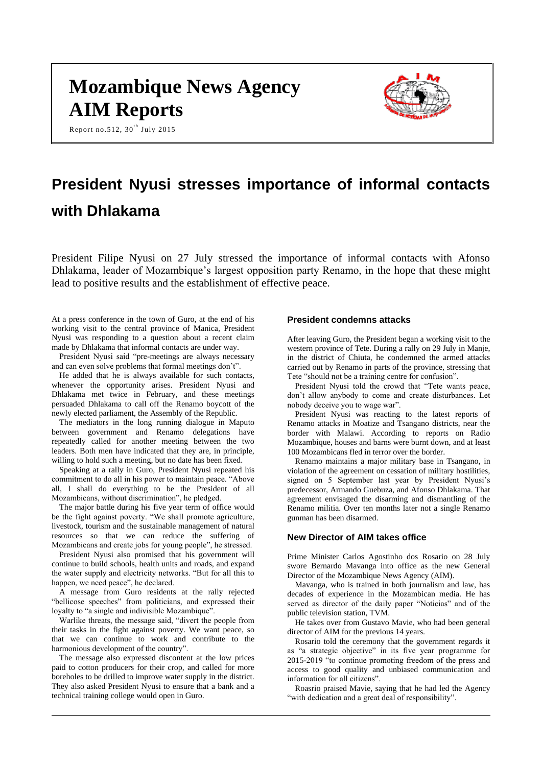# Mozambique News Agency AIM Reports

Report no.512, 30th July 2015

# President Nyusi stresses importance of informal contacts with Dhlakama

President Filipe Nyusi on 27 July stressed the importance of informal contacts with Afonso Dhlakama, leader of Mozambique's largest opposition party Renamo, in the hope that these might lead to positive results and the establishment of effective peace.

At a press conference in the town of Guro, at the end of his working visit to the central province of Manica, President Nyusi was responding to a question about a recent claim made by Dhlakama that informal contacts are under way.

President Nyusi said "pre-meetings are always necessary and can even solve problems that formal meetings don't".

He added that he is always available for such contacts, whenever the opportunity arises. President Nyusi and Dhlakama met twice in February, and these meetings persuaded Dhlakama to call off the Renamo boycott of the newly elected parliament, the Assembly of the Republic.

The mediators in the long running dialogue in Maputo between government and Renamo delegations have repeatedly called for another meeting between the two leaders. Both men have indicated that they are, in principle, willing to hold such a meeting, but no date has been fixed.

Speaking at a rally in Guro, President Nyusi repeated his commitment to do all in his power to maintain peace. "Above all, I shall do everything to be the President of all Mozambicans, without discrimination", he pledged.

The major battle during his five year term of office would be the fight against poverty. "We shall promote agriculture, livestock, tourism and the sustainable management of natural resources so that we can reduce the suffering of Mozambicans and create jobs for young people", he stressed.

President Nyusi also promised that his government will continue to build schools, health units and roads, and expand the water supply and electricity networks. "But for all this to happen, we need peace", he declared.

A message from Guro residents at the rally rejected "bellicose speeches" from politicians, and expressed their loyalty to "a single and indivisible Mozambique".

Warlike threats, the message said, "divert the people from their tasks in the fight against poverty. We want peace, so that we can continue to work and contribute to the harmonious development of the country".

The message also expressed discontent at the low prices paid to cotton producers for their crop, and called for more boreholes to be drilled to improve water supply in the district. They also asked President Nyusi to ensure that a bank and a technical training college would open in Guro.

### President condemns attacks

After leaving Guro, the President began a working visit to the western province of Tete. During a rally on 29 July in Manje, in the district of Chiuta, he condemned the armed attacks carried out by Renamo in parts of the province, stressing that Tete "should not be a training centre for confusion".

President Nyusi told the crowd that "Tete wants peace, don't allow anybody to come and create disturbances. Let nobody deceive you to wage war".

President Nyusi was reacting to the latest reports of Renamo attacks in Moatize and Tsangano districts, near the border with Malawi. According to reports on Radio Mozambique, houses and barns were burnt down, and at least 100 Mozambicans fled in terror over the border.

Renamo maintains a major military base in Tsangano, in violation of the agreement on cessation of military hostilities, signed on 5 September last year by President Nyusi's predecessor, Armando Guebuza, and Afonso Dhlakama. That agreement envisaged the disarming and dismantling of the Renamo militia. Over ten months later not a single Renamo gunman has been disarmed.

### New Director of AIM takes office

Prime Minister Carlos Agostinho dos Rosario on 28 July swore Bernardo Mavanga into office as the new General Director of the Mozambique News Agency (AIM).

Mavanga, who is trained in both journalism and law, has decades of experience in the Mozambican media. He has served as director of the daily paper "Noticias" and of the public television station, TVM.

He takes over from Gustavo Mavie, who had been general director of AIM for the previous 14 years.

Rosario told the ceremony that the government regards it as "a strategic objective" in its five year programme for 2015-2019 "to continue promoting freedom of the press and access to good quality and unbiased communication and information for all citizens".

Roasrio praised Mavie, saying that he had led the Agency "with dedication and a great deal of responsibility".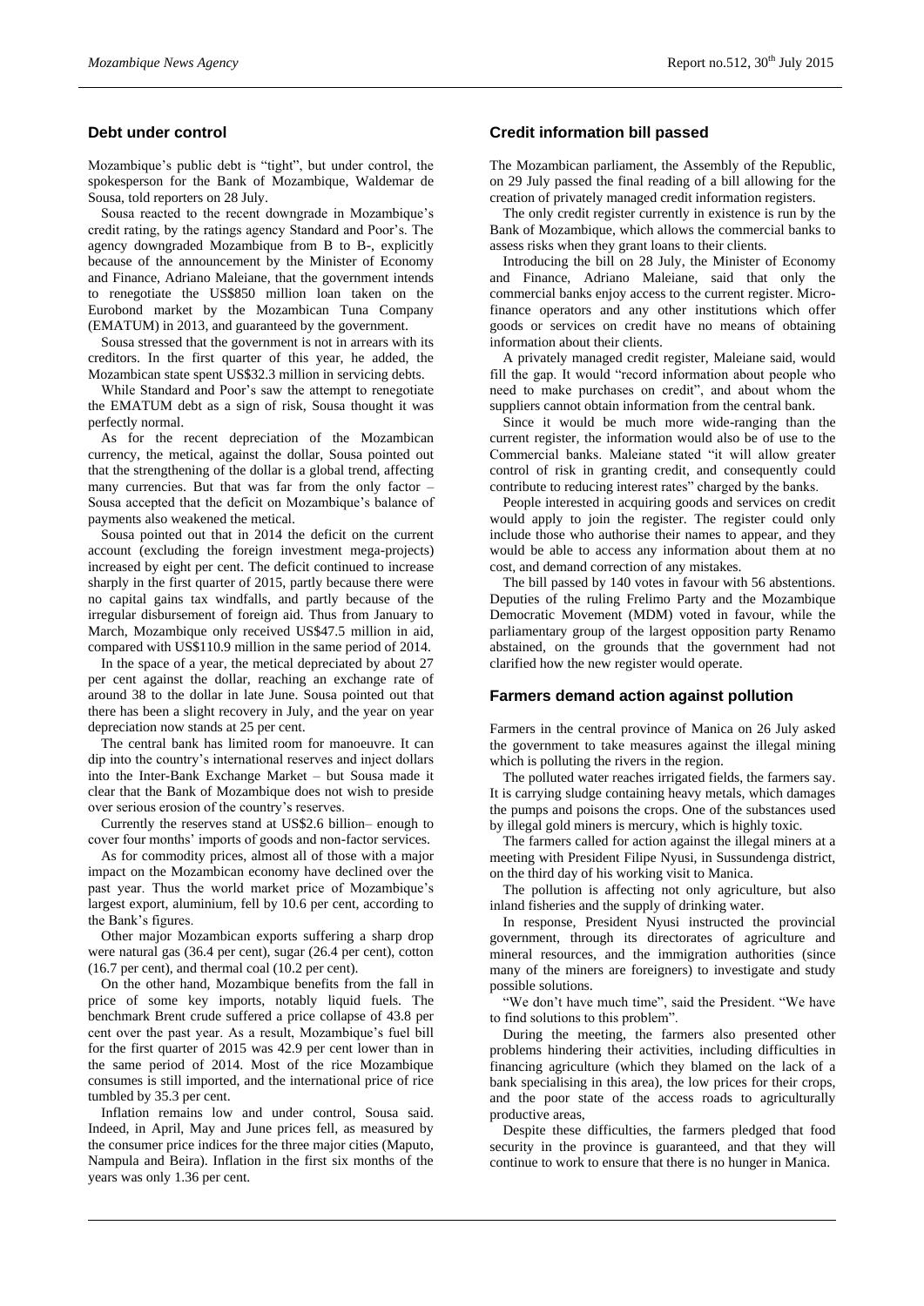## Debt under control

Mozambique's public debt is "tight", but under control, the spokesperson for the Bank of Mozambique, Waldemar de Sousa, told reporters on 28 July.

Sousa reacted to the recent downgrade in Mozambique's credit rating, by the ratings agency Standard and Poor's. The agency downgraded Mozambique from B to B-, explicitly because of the announcement by the Minister of Economy and Finance, Adriano Maleiane, that the government intends to renegotiate the US$850 million loan taken on the Eurobond market by the Mozambican Tuna Company (EMATUM) in 2013, and guaranteed by the government.

Sousa stressed that the government is not in arrears with its creditors. In the first quarter of this year, he added, the Mozambican state spent US$32.3 million in servicing debts.

While Standard and Poor's saw the attempt to renegotiate the EMATUM debt as a sign of risk, Sousa thought it was perfectly normal.

As for the recent depreciation of the Mozambican currency, the metical, against the dollar, Sousa pointed out that the strengthening of the dollar is a global trend, affecting many currencies. But that was far from the only factor – Sousa accepted that the deficit on Mozambique's balance of payments also weakened the metical.

Sousa pointed out that in 2014 the deficit on the current account (excluding the foreign investment mega-projects) increased by eight per cent. The deficit continued to increase sharply in the first quarter of 2015, partly because there were no capital gains tax windfalls, and partly because of the irregular disbursement of foreign aid. Thus from January to March, Mozambique only received US$47.5 million in aid, compared with US$110.9 million in the same period of 2014.

In the space of a year, the metical depreciated by about 27 per cent against the dollar, reaching an exchange rate of around 38 to the dollar in late June. Sousa pointed out that there has been a slight recovery in July, and the year on year depreciation now stands at 25 per cent.

The central bank has limited room for manoeuvre. It can dip into the country's international reserves and inject dollars into the Inter-Bank Exchange Market – but Sousa made it clear that the Bank of Mozambique does not wish to preside over serious erosion of the country's reserves.

Currently the reserves stand at US$2.6 billion– enough to cover four months' imports of goods and non-factor services.

As for commodity prices, almost all of those with a major impact on the Mozambican economy have declined over the past year. Thus the world market price of Mozambique's largest export, aluminium, fell by 10.6 per cent, according to the Bank's figures.

Other major Mozambican exports suffering a sharp drop were natural gas (36.4 per cent), sugar (26.4 per cent), cotton (16.7 per cent), and thermal coal (10.2 per cent).

On the other hand, Mozambique benefits from the fall in price of some key imports, notably liquid fuels. The benchmark Brent crude suffered a price collapse of 43.8 per cent over the past year. As a result, Mozambique's fuel bill for the first quarter of 2015 was 42.9 per cent lower than in the same period of 2014. Most of the rice Mozambique consumes is still imported, and the international price of rice tumbled by 35.3 per cent.

Inflation remains low and under control, Sousa said. Indeed, in April, May and June prices fell, as measured by the consumer price indices for the three major cities (Maputo, Nampula and Beira). Inflation in the first six months of the years was only 1.36 per cent.

## Credit information bill passed

The Mozambican parliament, the Assembly of the Republic, on 29 July passed the final reading of a bill allowing for the creation of privately managed credit information registers.

The only credit register currently in existence is run by the Bank of Mozambique, which allows the commercial banks to assess risks when they grant loans to their clients.

Introducing the bill on 28 July, the Minister of Economy and Finance, Adriano Maleiane, said that only the commercial banks enjoy access to the current register. Micro-finance operators and any other institutions which offer goods or services on credit have no means of obtaining information about their clients.

A privately managed credit register, Maleiane said, would fill the gap. It would "record information about people who need to make purchases on credit", and about whom the suppliers cannot obtain information from the central bank.

Since it would be much more wide-ranging than the current register, the information would also be of use to the Commercial banks. Maleiane stated "it will allow greater control of risk in granting credit, and consequently could contribute to reducing interest rates" charged by the banks.

People interested in acquiring goods and services on credit would apply to join the register. The register could only include those who authorise their names to appear, and they would be able to access any information about them at no cost, and demand correction of any mistakes.

The bill passed by 140 votes in favour with 56 abstentions. Deputies of the ruling Frelimo Party and the Mozambique Democratic Movement (MDM) voted in favour, while the parliamentary group of the largest opposition party Renamo abstained, on the grounds that the government had not clarified how the new register would operate.

## Farmers demand action against pollution

Farmers in the central province of Manica on 26 July asked the government to take measures against the illegal mining which is polluting the rivers in the region.

The polluted water reaches irrigated fields, the farmers say. It is carrying sludge containing heavy metals, which damages the pumps and poisons the crops. One of the substances used by illegal gold miners is mercury, which is highly toxic.

The farmers called for action against the illegal miners at a meeting with President Filipe Nyusi, in Sussundenga district, on the third day of his working visit to Manica.

The pollution is affecting not only agriculture, but also inland fisheries and the supply of drinking water.

In response, President Nyusi instructed the provincial government, through its directorates of agriculture and mineral resources, and the immigration authorities (since many of the miners are foreigners) to investigate and study possible solutions.

"We don't have much time", said the President. "We have to find solutions to this problem".

During the meeting, the farmers also presented other problems hindering their activities, including difficulties in financing agriculture (which they blamed on the lack of a bank specialising in this area), the low prices for their crops, and the poor state of the access roads to agriculturally productive areas,

Despite these difficulties, the farmers pledged that food security in the province is guaranteed, and that they will continue to work to ensure that there is no hunger in Manica.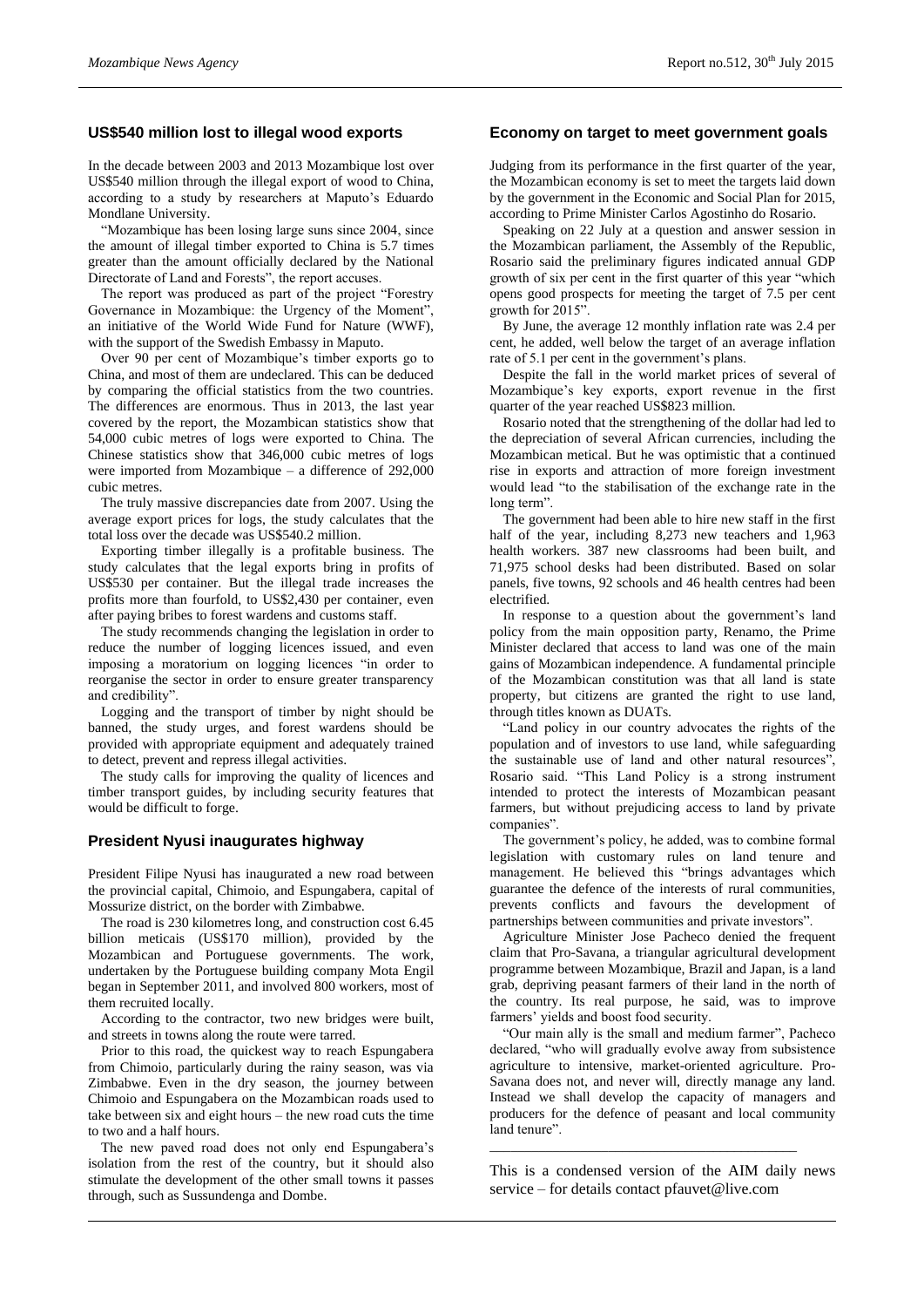## US$540 million lost to illegal wood exports

In the decade between 2003 and 2013 Mozambique lost over US$540 million through the illegal export of wood to China, according to a study by researchers at Maputo's Eduardo Mondlane University.

"Mozambique has been losing large suns since 2004, since the amount of illegal timber exported to China is 5.7 times greater than the amount officially declared by the National Directorate of Land and Forests", the report accuses.

The report was produced as part of the project "Forestry Governance in Mozambique: the Urgency of the Moment", an initiative of the World Wide Fund for Nature (WWF), with the support of the Swedish Embassy in Maputo.

Over 90 per cent of Mozambique's timber exports go to China, and most of them are undeclared. This can be deduced by comparing the official statistics from the two countries. The differences are enormous. Thus in 2013, the last year covered by the report, the Mozambican statistics show that 54,000 cubic metres of logs were exported to China. The Chinese statistics show that 346,000 cubic metres of logs were imported from Mozambique – a difference of 292,000 cubic metres.

The truly massive discrepancies date from 2007. Using the average export prices for logs, the study calculates that the total loss over the decade was US$540.2 million.

Exporting timber illegally is a profitable business. The study calculates that the legal exports bring in profits of US$530 per container. But the illegal trade increases the profits more than fourfold, to US$2,430 per container, even after paying bribes to forest wardens and customs staff.

The study recommends changing the legislation in order to reduce the number of logging licences issued, and even imposing a moratorium on logging licences "in order to reorganise the sector in order to ensure greater transparency and credibility".

Logging and the transport of timber by night should be banned, the study urges, and forest wardens should be provided with appropriate equipment and adequately trained to detect, prevent and repress illegal activities.

The study calls for improving the quality of licences and timber transport guides, by including security features that would be difficult to forge.

## President Nyusi inaugurates highway

President Filipe Nyusi has inaugurated a new road between the provincial capital, Chimoio, and Espungabera, capital of Mossurize district, on the border with Zimbabwe.

The road is 230 kilometres long, and construction cost 6.45 billion meticais (US$170 million), provided by the Mozambican and Portuguese governments. The work, undertaken by the Portuguese building company Mota Engil began in September 2011, and involved 800 workers, most of them recruited locally.

According to the contractor, two new bridges were built, and streets in towns along the route were tarred.

Prior to this road, the quickest way to reach Espungabera from Chimoio, particularly during the rainy season, was via Zimbabwe. Even in the dry season, the journey between Chimoio and Espungabera on the Mozambican roads used to take between six and eight hours – the new road cuts the time to two and a half hours.

The new paved road does not only end Espungabera's isolation from the rest of the country, but it should also stimulate the development of the other small towns it passes through, such as Sussundenga and Dombe.

## Economy on target to meet government goals

Judging from its performance in the first quarter of the year, the Mozambican economy is set to meet the targets laid down by the government in the Economic and Social Plan for 2015, according to Prime Minister Carlos Agostinho do Rosario.

Speaking on 22 July at a question and answer session in the Mozambican parliament, the Assembly of the Republic, Rosario said the preliminary figures indicated annual GDP growth of six per cent in the first quarter of this year "which opens good prospects for meeting the target of 7.5 per cent growth for 2015".

By June, the average 12 monthly inflation rate was 2.4 per cent, he added, well below the target of an average inflation rate of 5.1 per cent in the government's plans.

Despite the fall in the world market prices of several of Mozambique's key exports, export revenue in the first quarter of the year reached US$823 million.

Rosario noted that the strengthening of the dollar had led to the depreciation of several African currencies, including the Mozambican metical. But he was optimistic that a continued rise in exports and attraction of more foreign investment would lead "to the stabilisation of the exchange rate in the long term".

The government had been able to hire new staff in the first half of the year, including 8,273 new teachers and 1,963 health workers. 387 new classrooms had been built, and 71,975 school desks had been distributed. Based on solar panels, five towns, 92 schools and 46 health centres had been electrified.

In response to a question about the government's land policy from the main opposition party, Renamo, the Prime Minister declared that access to land was one of the main gains of Mozambican independence. A fundamental principle of the Mozambican constitution was that all land is state property, but citizens are granted the right to use land, through titles known as DUATs.

"Land policy in our country advocates the rights of the population and of investors to use land, while safeguarding the sustainable use of land and other natural resources", Rosario said. "This Land Policy is a strong instrument intended to protect the interests of Mozambican peasant farmers, but without prejudicing access to land by private companies".

The government's policy, he added, was to combine formal legislation with customary rules on land tenure and management. He believed this "brings advantages which guarantee the defence of the interests of rural communities, prevents conflicts and favours the development of partnerships between communities and private investors".

Agriculture Minister Jose Pacheco denied the frequent claim that Pro-Savana, a triangular agricultural development programme between Mozambique, Brazil and Japan, is a land grab, depriving peasant farmers of their land in the north of the country. Its real purpose, he said, was to improve farmers' yields and boost food security.

"Our main ally is the small and medium farmer", Pacheco declared, "who will gradually evolve away from subsistence agriculture to intensive, market-oriented agriculture. Pro-Savana does not, and never will, directly manage any land. Instead we shall develop the capacity of managers and producers for the defence of peasant and local community land tenure".

---

This is a condensed version of the AIM daily news service – for details contact pfauvet@live.com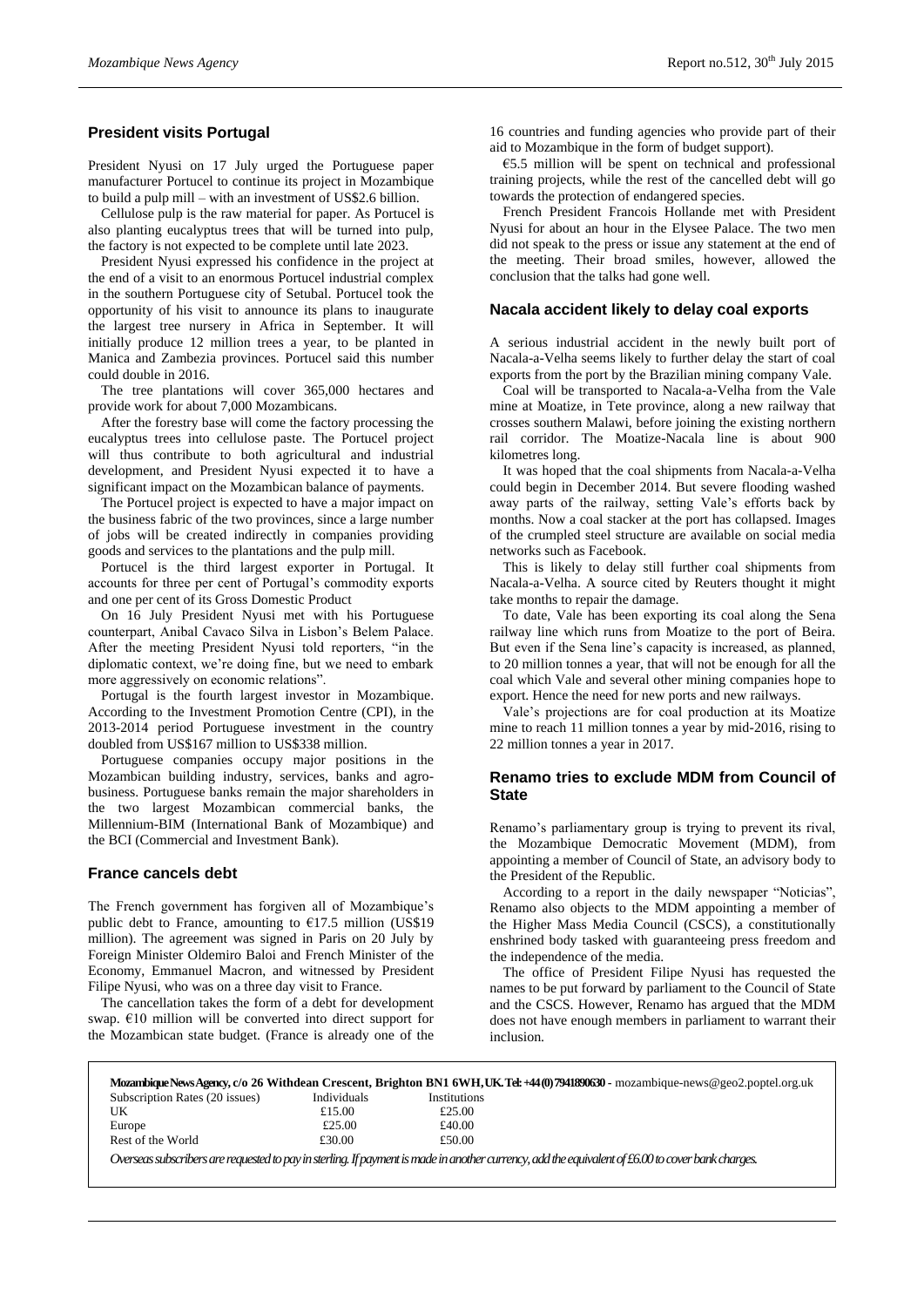## President visits Portugal

President Nyusi on 17 July urged the Portuguese paper manufacturer Portucel to continue its project in Mozambique to build a pulp mill – with an investment of US$2.6 billion.

Cellulose pulp is the raw material for paper. As Portucel is also planting eucalyptus trees that will be turned into pulp, the factory is not expected to be complete until late 2023.

President Nyusi expressed his confidence in the project at the end of a visit to an enormous Portucel industrial complex in the southern Portuguese city of Setubal. Portucel took the opportunity of his visit to announce its plans to inaugurate the largest tree nursery in Africa in September. It will initially produce 12 million trees a year, to be planted in Manica and Zambezia provinces. Portucel said this number could double in 2016.

The tree plantations will cover 365,000 hectares and provide work for about 7,000 Mozambicans.

After the forestry base will come the factory processing the eucalyptus trees into cellulose paste. The Portucel project will thus contribute to both agricultural and industrial development, and President Nyusi expected it to have a significant impact on the Mozambican balance of payments.

The Portucel project is expected to have a major impact on the business fabric of the two provinces, since a large number of jobs will be created indirectly in companies providing goods and services to the plantations and the pulp mill.

Portucel is the third largest exporter in Portugal. It accounts for three per cent of Portugal's commodity exports and one per cent of its Gross Domestic Product

On 16 July President Nyusi met with his Portuguese counterpart, Anibal Cavaco Silva in Lisbon's Belem Palace. After the meeting President Nyusi told reporters, "in the diplomatic context, we're doing fine, but we need to embark more aggressively on economic relations".

Portugal is the fourth largest investor in Mozambique. According to the Investment Promotion Centre (CPI), in the 2013-2014 period Portuguese investment in the country doubled from US$167 million to US$338 million.

Portuguese companies occupy major positions in the Mozambican building industry, services, banks and agro-business. Portuguese banks remain the major shareholders in the two largest Mozambican commercial banks, the Millennium-BIM (International Bank of Mozambique) and the BCI (Commercial and Investment Bank).

## France cancels debt

The French government has forgiven all of Mozambique's public debt to France, amounting to €17.5 million (US$19 million). The agreement was signed in Paris on 20 July by Foreign Minister Oldemiro Baloi and French Minister of the Economy, Emmanuel Macron, and witnessed by President Filipe Nyusi, who was on a three day visit to France.

The cancellation takes the form of a debt for development swap. €10 million will be converted into direct support for the Mozambican state budget. (France is already one of the 16 countries and funding agencies who provide part of their aid to Mozambique in the form of budget support).

€5.5 million will be spent on technical and professional training projects, while the rest of the cancelled debt will go towards the protection of endangered species.

French President Francois Hollande met with President Nyusi for about an hour in the Elysee Palace. The two men did not speak to the press or issue any statement at the end of the meeting. Their broad smiles, however, allowed the conclusion that the talks had gone well.

## Nacala accident likely to delay coal exports

A serious industrial accident in the newly built port of Nacala-a-Velha seems likely to further delay the start of coal exports from the port by the Brazilian mining company Vale.

Coal will be transported to Nacala-a-Velha from the Vale mine at Moatize, in Tete province, along a new railway that crosses southern Malawi, before joining the existing northern rail corridor. The Moatize-Nacala line is about 900 kilometres long.

It was hoped that the coal shipments from Nacala-a-Velha could begin in December 2014. But severe flooding washed away parts of the railway, setting Vale's efforts back by months. Now a coal stacker at the port has collapsed. Images of the crumpled steel structure are available on social media networks such as Facebook.

This is likely to delay still further coal shipments from Nacala-a-Velha. A source cited by Reuters thought it might take months to repair the damage.

To date, Vale has been exporting its coal along the Sena railway line which runs from Moatize to the port of Beira. But even if the Sena line's capacity is increased, as planned, to 20 million tonnes a year, that will not be enough for all the coal which Vale and several other mining companies hope to export. Hence the need for new ports and new railways.

Vale's projections are for coal production at its Moatize mine to reach 11 million tonnes a year by mid-2016, rising to 22 million tonnes a year in 2017.

## Renamo tries to exclude MDM from Council of State

Renamo's parliamentary group is trying to prevent its rival, the Mozambique Democratic Movement (MDM), from appointing a member of Council of State, an advisory body to the President of the Republic.

According to a report in the daily newspaper "Noticias", Renamo also objects to the MDM appointing a member of the Higher Mass Media Council (CSCS), a constitutionally enshrined body tasked with guaranteeing press freedom and the independence of the media.

The office of President Filipe Nyusi has requested the names to be put forward by parliament to the Council of State and the CSCS. However, Renamo has argued that the MDM does not have enough members in parliament to warrant their inclusion.

**Mozambique News Agency, c/o 26 Withdean Crescent, Brighton BN1 6WH, UK. Tel: +44 (0) 7941890630** - mozambique-news@geo2.poptel.org.uk

| Subscription Rates (20 issues) | Individuals | Institutions |
|---|---|---|
| UK | £15.00 | £25.00 |
| Europe | £25.00 | £40.00 |
| Rest of the World | £30.00 | £50.00 |

*Overseas subscribers are requested to pay in sterling. If payment is made in another currency, add the equivalent of £6.00 to cover bank charges.*